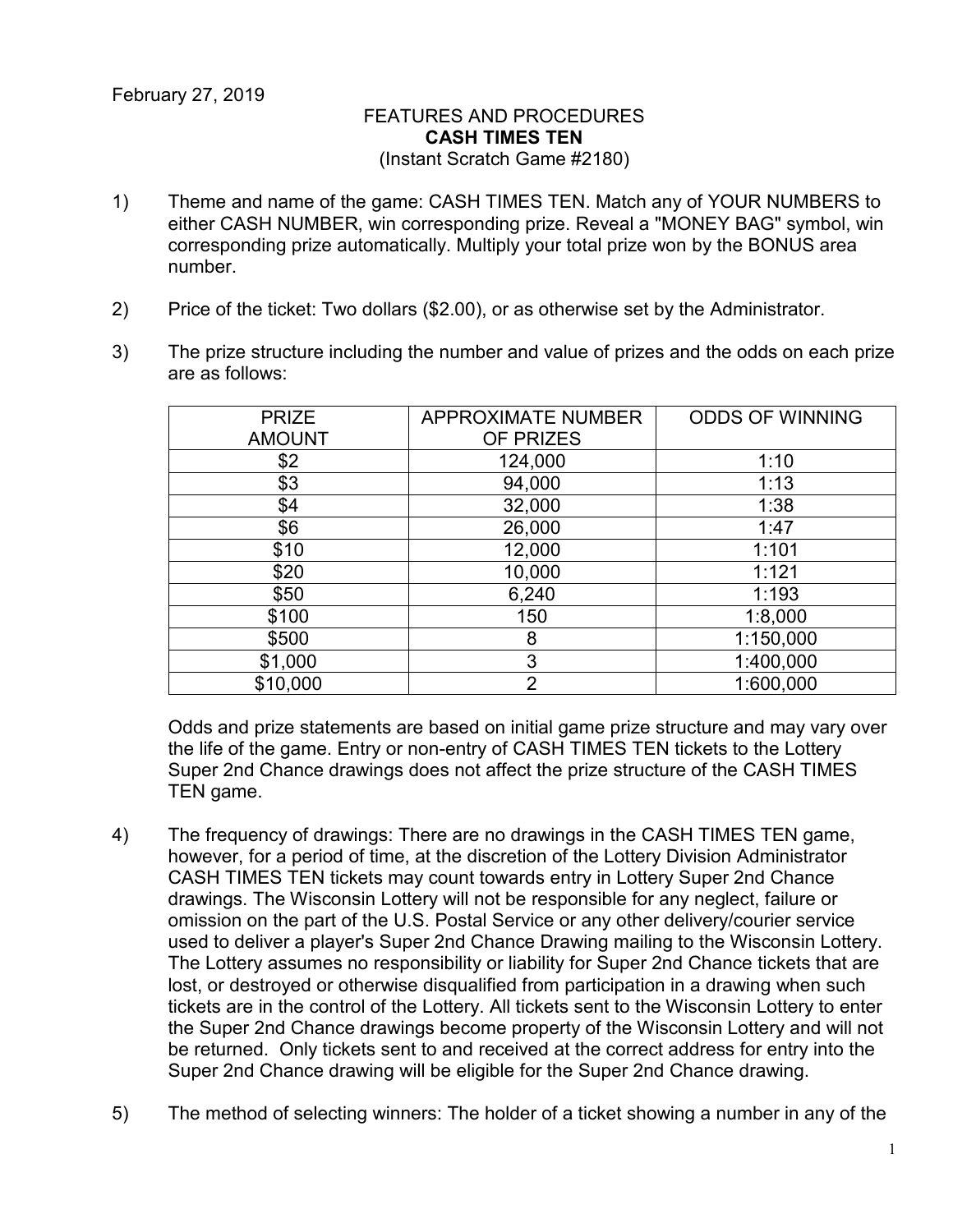February 27, 2019

FEATURES AND PROCEDURES

**CASH TIMES TEN**

(Instant Scratch Game #2180)

1) Theme and name of the game: CASH TIMES TEN. Match any of YOUR NUMBERS to either CASH NUMBER, win corresponding prize. Reveal a "MONEY BAG" symbol, win corresponding prize automatically. Multiply your total prize won by the BONUS area number.

2) Price of the ticket: Two dollars ($2.00), or as otherwise set by the Administrator.

3) The prize structure including the number and value of prizes and the odds on each prize are as follows:

| PRIZE AMOUNT | APPROXIMATE NUMBER OF PRIZES | ODDS OF WINNING |
|---|---|---|
| $2 | 124,000 | 1:10 |
| $3 | 94,000 | 1:13 |
| $4 | 32,000 | 1:38 |
| $6 | 26,000 | 1:47 |
| $10 | 12,000 | 1:101 |
| $20 | 10,000 | 1:121 |
| $50 | 6,240 | 1:193 |
| $100 | 150 | 1:8,000 |
| $500 | 8 | 1:150,000 |
| $1,000 | 3 | 1:400,000 |
| $10,000 | 2 | 1:600,000 |

Odds and prize statements are based on initial game prize structure and may vary over the life of the game. Entry or non-entry of CASH TIMES TEN tickets to the Lottery Super 2nd Chance drawings does not affect the prize structure of the CASH TIMES TEN game.

4) The frequency of drawings: There are no drawings in the CASH TIMES TEN game, however, for a period of time, at the discretion of the Lottery Division Administrator CASH TIMES TEN tickets may count towards entry in Lottery Super 2nd Chance drawings. The Wisconsin Lottery will not be responsible for any neglect, failure or omission on the part of the U.S. Postal Service or any other delivery/courier service used to deliver a player's Super 2nd Chance Drawing mailing to the Wisconsin Lottery. The Lottery assumes no responsibility or liability for Super 2nd Chance tickets that are lost, or destroyed or otherwise disqualified from participation in a drawing when such tickets are in the control of the Lottery. All tickets sent to the Wisconsin Lottery to enter the Super 2nd Chance drawings become property of the Wisconsin Lottery and will not be returned. Only tickets sent to and received at the correct address for entry into the Super 2nd Chance drawing will be eligible for the Super 2nd Chance drawing.

5) The method of selecting winners: The holder of a ticket showing a number in any of the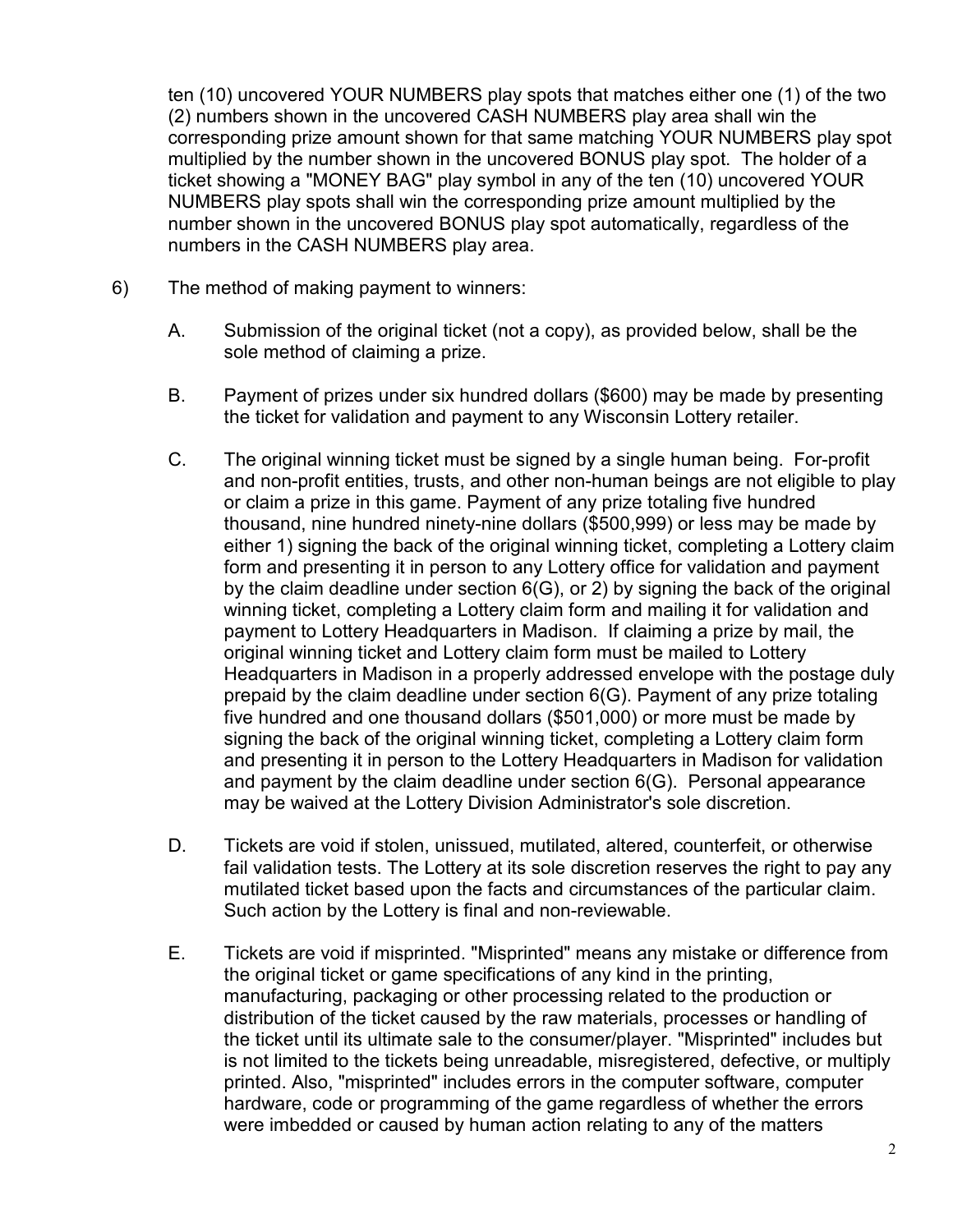ten (10) uncovered YOUR NUMBERS play spots that matches either one (1) of the two (2) numbers shown in the uncovered CASH NUMBERS play area shall win the corresponding prize amount shown for that same matching YOUR NUMBERS play spot multiplied by the number shown in the uncovered BONUS play spot. The holder of a ticket showing a "MONEY BAG" play symbol in any of the ten (10) uncovered YOUR NUMBERS play spots shall win the corresponding prize amount multiplied by the number shown in the uncovered BONUS play spot automatically, regardless of the numbers in the CASH NUMBERS play area.

6) The method of making payment to winners:

   A. Submission of the original ticket (not a copy), as provided below, shall be the sole method of claiming a prize.

   B. Payment of prizes under six hundred dollars ($600) may be made by presenting the ticket for validation and payment to any Wisconsin Lottery retailer.

   C. The original winning ticket must be signed by a single human being. For-profit and non-profit entities, trusts, and other non-human beings are not eligible to play or claim a prize in this game. Payment of any prize totaling five hundred thousand, nine hundred ninety-nine dollars ($500,999) or less may be made by either 1) signing the back of the original winning ticket, completing a Lottery claim form and presenting it in person to any Lottery office for validation and payment by the claim deadline under section 6(G), or 2) by signing the back of the original winning ticket, completing a Lottery claim form and mailing it for validation and payment to Lottery Headquarters in Madison. If claiming a prize by mail, the original winning ticket and Lottery claim form must be mailed to Lottery Headquarters in Madison in a properly addressed envelope with the postage duly prepaid by the claim deadline under section 6(G). Payment of any prize totaling five hundred and one thousand dollars ($501,000) or more must be made by signing the back of the original winning ticket, completing a Lottery claim form and presenting it in person to the Lottery Headquarters in Madison for validation and payment by the claim deadline under section 6(G). Personal appearance may be waived at the Lottery Division Administrator's sole discretion.

   D. Tickets are void if stolen, unissued, mutilated, altered, counterfeit, or otherwise fail validation tests. The Lottery at its sole discretion reserves the right to pay any mutilated ticket based upon the facts and circumstances of the particular claim. Such action by the Lottery is final and non-reviewable.

   E. Tickets are void if misprinted. "Misprinted" means any mistake or difference from the original ticket or game specifications of any kind in the printing, manufacturing, packaging or other processing related to the production or distribution of the ticket caused by the raw materials, processes or handling of the ticket until its ultimate sale to the consumer/player. "Misprinted" includes but is not limited to the tickets being unreadable, misregistered, defective, or multiply printed. Also, "misprinted" includes errors in the computer software, computer hardware, code or programming of the game regardless of whether the errors were imbedded or caused by human action relating to any of the matters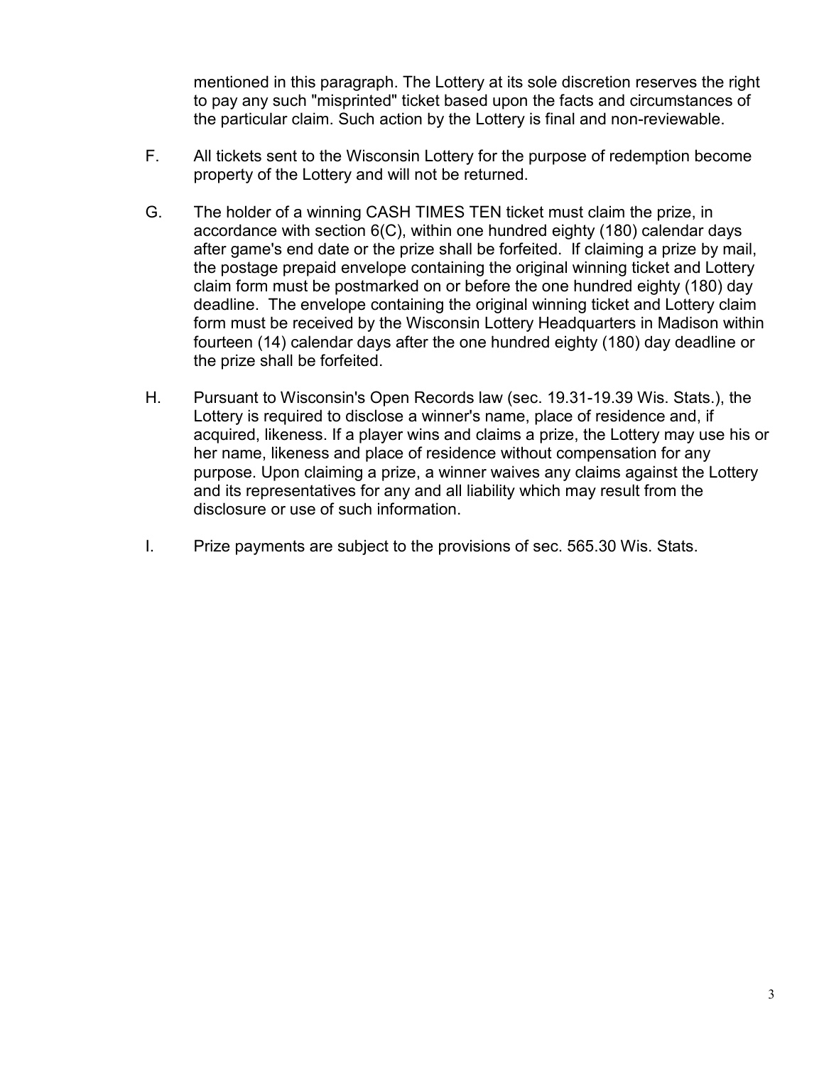mentioned in this paragraph. The Lottery at its sole discretion reserves the right to pay any such "misprinted" ticket based upon the facts and circumstances of the particular claim. Such action by the Lottery is final and non-reviewable.

F. All tickets sent to the Wisconsin Lottery for the purpose of redemption become property of the Lottery and will not be returned.

G. The holder of a winning CASH TIMES TEN ticket must claim the prize, in accordance with section 6(C), within one hundred eighty (180) calendar days after game's end date or the prize shall be forfeited. If claiming a prize by mail, the postage prepaid envelope containing the original winning ticket and Lottery claim form must be postmarked on or before the one hundred eighty (180) day deadline. The envelope containing the original winning ticket and Lottery claim form must be received by the Wisconsin Lottery Headquarters in Madison within fourteen (14) calendar days after the one hundred eighty (180) day deadline or the prize shall be forfeited.

H. Pursuant to Wisconsin's Open Records law (sec. 19.31-19.39 Wis. Stats.), the Lottery is required to disclose a winner's name, place of residence and, if acquired, likeness. If a player wins and claims a prize, the Lottery may use his or her name, likeness and place of residence without compensation for any purpose. Upon claiming a prize, a winner waives any claims against the Lottery and its representatives for any and all liability which may result from the disclosure or use of such information.

I. Prize payments are subject to the provisions of sec. 565.30 Wis. Stats.